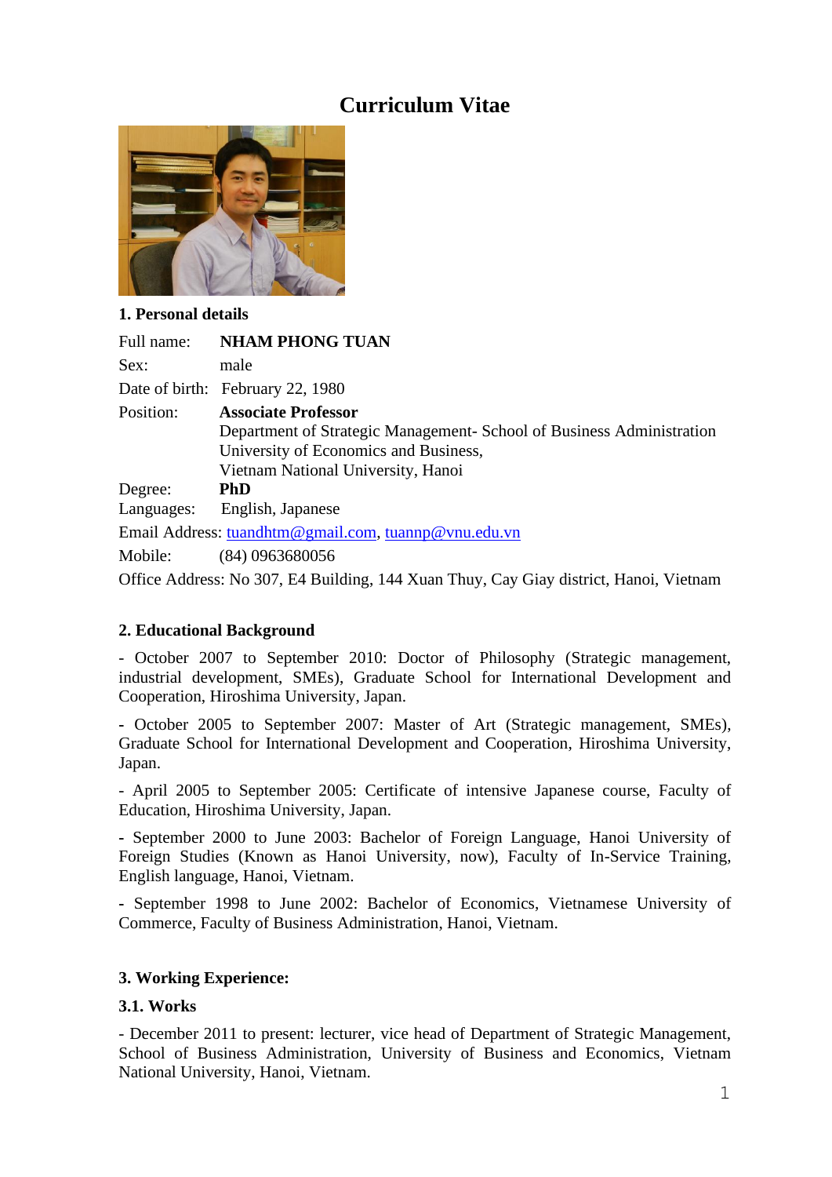# Curriculum Vitae

## 1. Personal details

Full name: **NHAM PHONG TUAN**

Sex: male

Date of birth: February 22, 1980

Position: **Associate Professor**
Department of Strategic Management- School of Business Administration
University of Economics and Business,
Vietnam National University, Hanoi

Degree: **PhD**

Languages: English, Japanese

Email Address: tuandhtm@gmail.com, tuannp@vnu.edu.vn

Mobile: (84) 0963680056

Office Address: No 307, E4 Building, 144 Xuan Thuy, Cay Giay district, Hanoi, Vietnam

## 2. Educational Background

- October 2007 to September 2010: Doctor of Philosophy (Strategic management, industrial development, SMEs), Graduate School for International Development and Cooperation, Hiroshima University, Japan.

- October 2005 to September 2007: Master of Art (Strategic management, SMEs), Graduate School for International Development and Cooperation, Hiroshima University, Japan.

- April 2005 to September 2005: Certificate of intensive Japanese course, Faculty of Education, Hiroshima University, Japan.

- September 2000 to June 2003: Bachelor of Foreign Language, Hanoi University of Foreign Studies (Known as Hanoi University, now), Faculty of In-Service Training, English language, Hanoi, Vietnam.

- September 1998 to June 2002: Bachelor of Economics, Vietnamese University of Commerce, Faculty of Business Administration, Hanoi, Vietnam.

## 3. Working Experience:

### 3.1. Works

- December 2011 to present: lecturer, vice head of Department of Strategic Management, School of Business Administration, University of Business and Economics, Vietnam National University, Hanoi, Vietnam.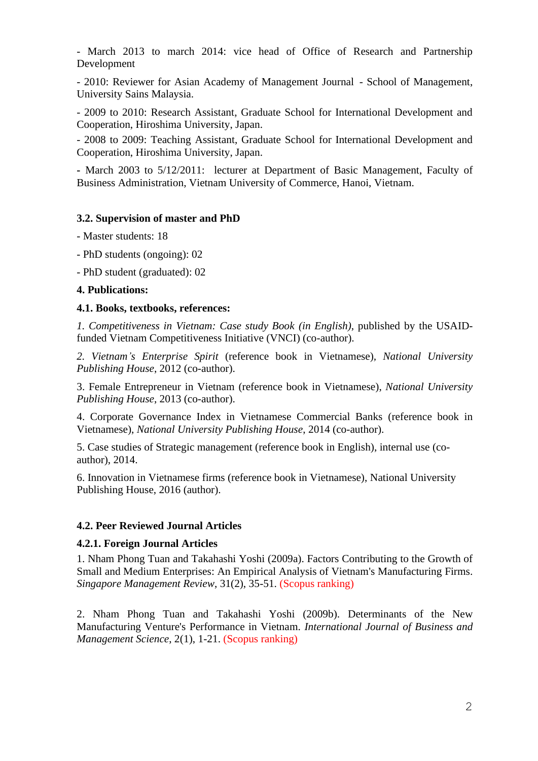- March 2013 to march 2014: vice head of Office of Research and Partnership Development

- 2010: Reviewer for Asian Academy of Management Journal - School of Management, University Sains Malaysia.

- 2009 to 2010: Research Assistant, Graduate School for International Development and Cooperation, Hiroshima University, Japan.

- 2008 to 2009: Teaching Assistant, Graduate School for International Development and Cooperation, Hiroshima University, Japan.

- March 2003 to 5/12/2011: lecturer at Department of Basic Management, Faculty of Business Administration, Vietnam University of Commerce, Hanoi, Vietnam.

**3.2. Supervision of master and PhD**

- Master students: 18
- PhD students (ongoing): 02
- PhD student (graduated): 02

**4. Publications:**

**4.1. Books, textbooks, references:**

*1. Competitiveness in Vietnam: Case study Book (in English)*, published by the USAID-funded Vietnam Competitiveness Initiative (VNCI) (co-author).

*2. Vietnam's Enterprise Spirit* (reference book in Vietnamese), *National University Publishing House*, 2012 (co-author).

3. Female Entrepreneur in Vietnam (reference book in Vietnamese), *National University Publishing House*, 2013 (co-author).

4. Corporate Governance Index in Vietnamese Commercial Banks (reference book in Vietnamese), *National University Publishing House*, 2014 (co-author).

5. Case studies of Strategic management (reference book in English), internal use (co-author), 2014.

6. Innovation in Vietnamese firms (reference book in Vietnamese), National University Publishing House, 2016 (author).

**4.2. Peer Reviewed Journal Articles**

**4.2.1. Foreign Journal Articles**

1. Nham Phong Tuan and Takahashi Yoshi (2009a). Factors Contributing to the Growth of Small and Medium Enterprises: An Empirical Analysis of Vietnam's Manufacturing Firms. *Singapore Management Review*, 31(2), 35-51. (Scopus ranking)

2. Nham Phong Tuan and Takahashi Yoshi (2009b). Determinants of the New Manufacturing Venture's Performance in Vietnam. *International Journal of Business and Management Science*, 2(1), 1-21. (Scopus ranking)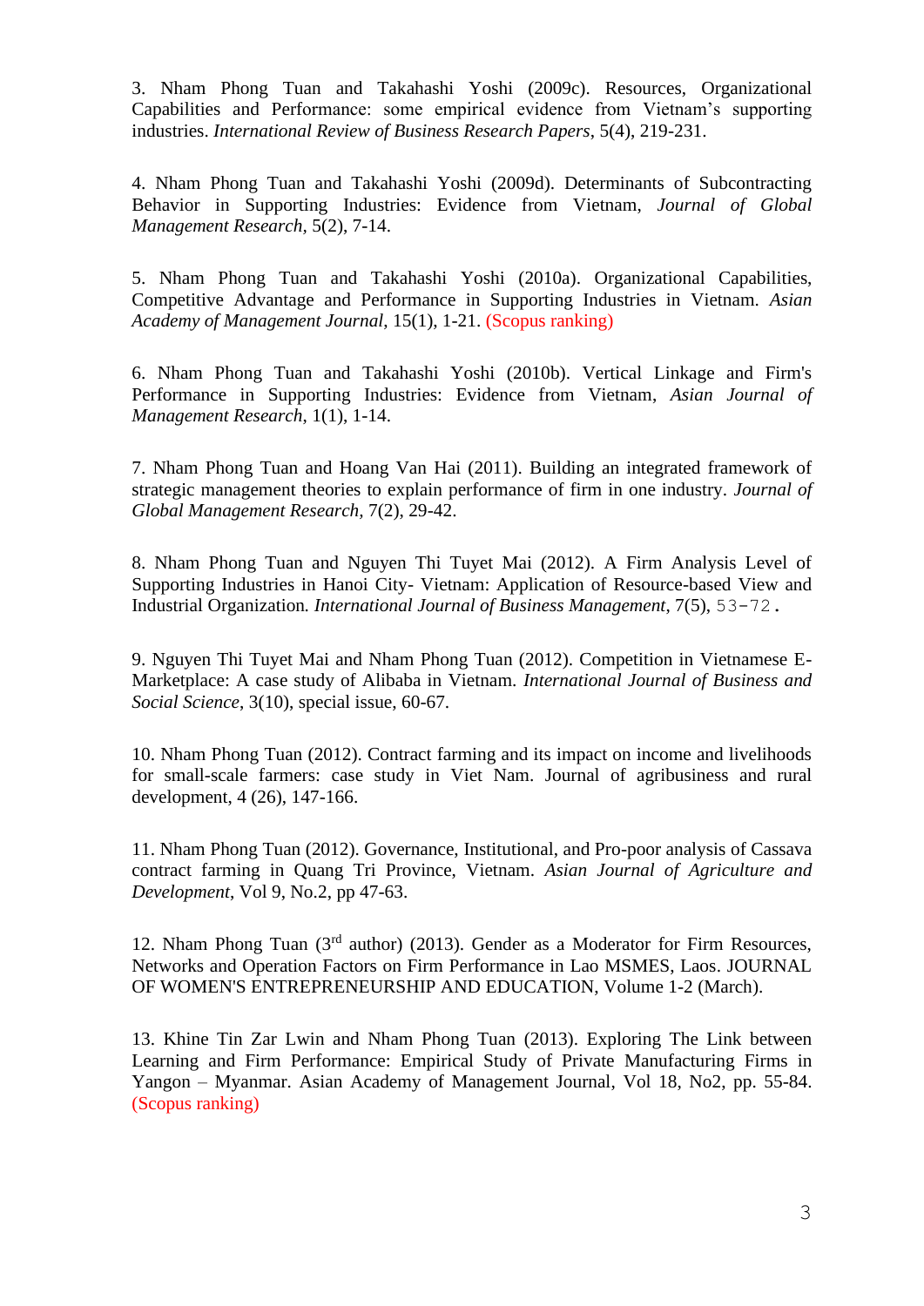3. Nham Phong Tuan and Takahashi Yoshi (2009c). Resources, Organizational Capabilities and Performance: some empirical evidence from Vietnam's supporting industries. *International Review of Business Research Papers*, 5(4), 219-231.

4. Nham Phong Tuan and Takahashi Yoshi (2009d). Determinants of Subcontracting Behavior in Supporting Industries: Evidence from Vietnam, *Journal of Global Management Research*, 5(2), 7-14.

5. Nham Phong Tuan and Takahashi Yoshi (2010a). Organizational Capabilities, Competitive Advantage and Performance in Supporting Industries in Vietnam. *Asian Academy of Management Journal*, 15(1), 1-21. (Scopus ranking)

6. Nham Phong Tuan and Takahashi Yoshi (2010b). Vertical Linkage and Firm's Performance in Supporting Industries: Evidence from Vietnam, *Asian Journal of Management Research*, 1(1), 1-14.

7. Nham Phong Tuan and Hoang Van Hai (2011). Building an integrated framework of strategic management theories to explain performance of firm in one industry. *Journal of Global Management Research*, 7(2), 29-42.

8. Nham Phong Tuan and Nguyen Thi Tuyet Mai (2012). A Firm Analysis Level of Supporting Industries in Hanoi City- Vietnam: Application of Resource-based View and Industrial Organization. *International Journal of Business Management*, 7(5), 53-72.

9. Nguyen Thi Tuyet Mai and Nham Phong Tuan (2012). Competition in Vietnamese E-Marketplace: A case study of Alibaba in Vietnam. *International Journal of Business and Social Science*, 3(10), special issue, 60-67.

10. Nham Phong Tuan (2012). Contract farming and its impact on income and livelihoods for small-scale farmers: case study in Viet Nam. Journal of agribusiness and rural development, 4 (26), 147-166.

11. Nham Phong Tuan (2012). Governance, Institutional, and Pro-poor analysis of Cassava contract farming in Quang Tri Province, Vietnam. *Asian Journal of Agriculture and Development*, Vol 9, No.2, pp 47-63.

12. Nham Phong Tuan (3rd author) (2013). Gender as a Moderator for Firm Resources, Networks and Operation Factors on Firm Performance in Lao MSMES, Laos. JOURNAL OF WOMEN'S ENTREPRENEURSHIP AND EDUCATION, Volume 1-2 (March).

13. Khine Tin Zar Lwin and Nham Phong Tuan (2013). Exploring The Link between Learning and Firm Performance: Empirical Study of Private Manufacturing Firms in Yangon – Myanmar. Asian Academy of Management Journal, Vol 18, No2, pp. 55-84. (Scopus ranking)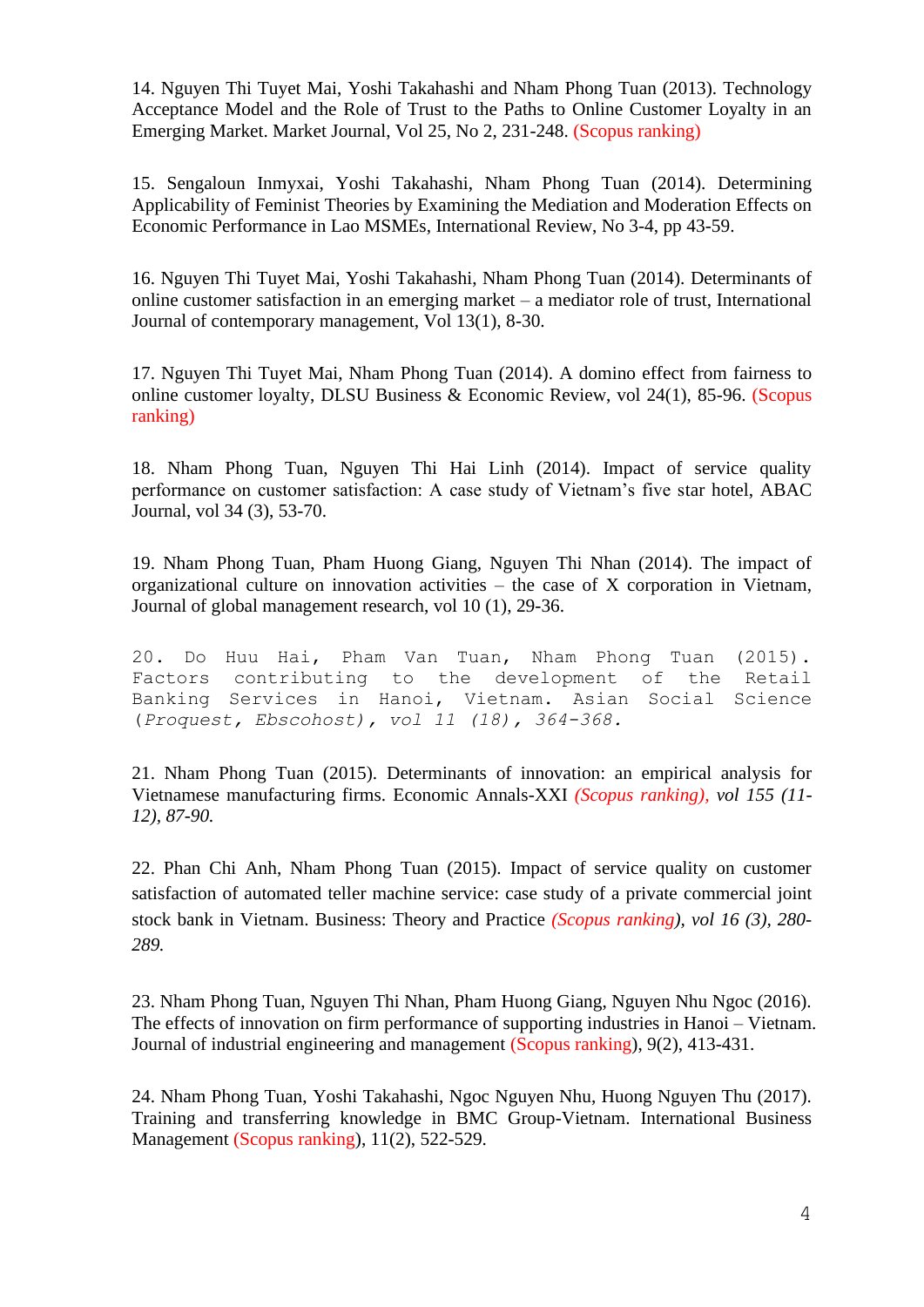14. Nguyen Thi Tuyet Mai, Yoshi Takahashi and Nham Phong Tuan (2013). Technology Acceptance Model and the Role of Trust to the Paths to Online Customer Loyalty in an Emerging Market. Market Journal, Vol 25, No 2, 231-248. (Scopus ranking)

15. Sengaloun Inmyxai, Yoshi Takahashi, Nham Phong Tuan (2014). Determining Applicability of Feminist Theories by Examining the Mediation and Moderation Effects on Economic Performance in Lao MSMEs, International Review, No 3-4, pp 43-59.

16. Nguyen Thi Tuyet Mai, Yoshi Takahashi, Nham Phong Tuan (2014). Determinants of online customer satisfaction in an emerging market – a mediator role of trust, International Journal of contemporary management, Vol 13(1), 8-30.

17. Nguyen Thi Tuyet Mai, Nham Phong Tuan (2014). A domino effect from fairness to online customer loyalty, DLSU Business & Economic Review, vol 24(1), 85-96. (Scopus ranking)

18. Nham Phong Tuan, Nguyen Thi Hai Linh (2014). Impact of service quality performance on customer satisfaction: A case study of Vietnam's five star hotel, ABAC Journal, vol 34 (3), 53-70.

19. Nham Phong Tuan, Pham Huong Giang, Nguyen Thi Nhan (2014). The impact of organizational culture on innovation activities – the case of X corporation in Vietnam, Journal of global management research, vol 10 (1), 29-36.

20. Do Huu Hai, Pham Van Tuan, Nham Phong Tuan (2015). Factors contributing to the development of the Retail Banking Services in Hanoi, Vietnam. Asian Social Science (*Proquest, Ebscohost*), *vol 11 (18), 364-368.*

21. Nham Phong Tuan (2015). Determinants of innovation: an empirical analysis for Vietnamese manufacturing firms. Economic Annals-XXI *(Scopus ranking), vol 155 (11-12), 87-90.*

22. Phan Chi Anh, Nham Phong Tuan (2015). Impact of service quality on customer satisfaction of automated teller machine service: case study of a private commercial joint stock bank in Vietnam. Business: Theory and Practice *(Scopus ranking), vol 16 (3), 280-289.*

23. Nham Phong Tuan, Nguyen Thi Nhan, Pham Huong Giang, Nguyen Nhu Ngoc (2016). The effects of innovation on firm performance of supporting industries in Hanoi – Vietnam. Journal of industrial engineering and management (Scopus ranking), 9(2), 413-431.

24. Nham Phong Tuan, Yoshi Takahashi, Ngoc Nguyen Nhu, Huong Nguyen Thu (2017). Training and transferring knowledge in BMC Group-Vietnam. International Business Management (Scopus ranking), 11(2), 522-529.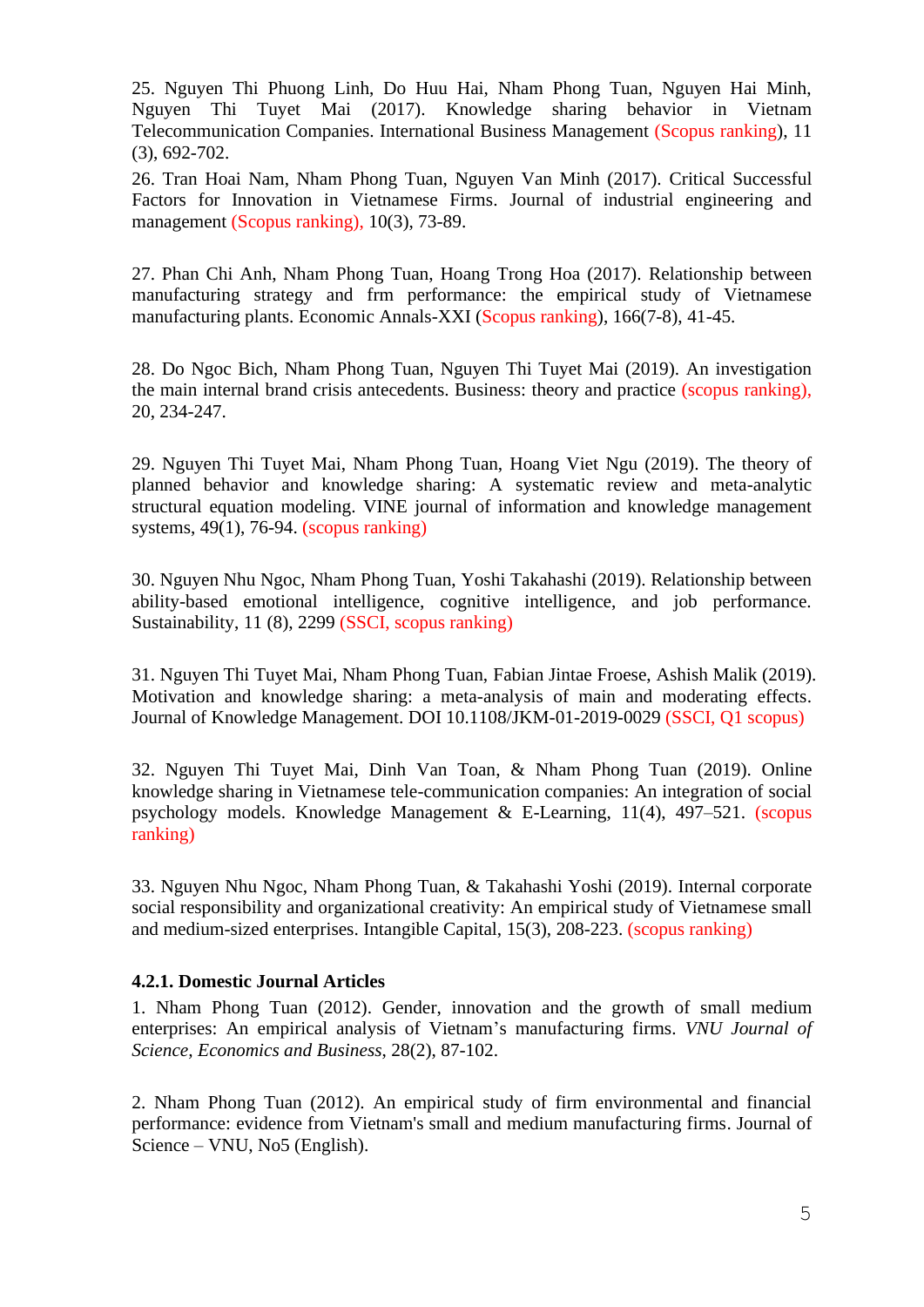25. Nguyen Thi Phuong Linh, Do Huu Hai, Nham Phong Tuan, Nguyen Hai Minh, Nguyen Thi Tuyet Mai (2017). Knowledge sharing behavior in Vietnam Telecommunication Companies. International Business Management (Scopus ranking), 11 (3), 692-702.

26. Tran Hoai Nam, Nham Phong Tuan, Nguyen Van Minh (2017). Critical Successful Factors for Innovation in Vietnamese Firms. Journal of industrial engineering and management (Scopus ranking), 10(3), 73-89.

27. Phan Chi Anh, Nham Phong Tuan, Hoang Trong Hoa (2017). Relationship between manufacturing strategy and frm performance: the empirical study of Vietnamese manufacturing plants. Economic Annals-XXI (Scopus ranking), 166(7-8), 41-45.

28. Do Ngoc Bich, Nham Phong Tuan, Nguyen Thi Tuyet Mai (2019). An investigation the main internal brand crisis antecedents. Business: theory and practice (scopus ranking), 20, 234-247.

29. Nguyen Thi Tuyet Mai, Nham Phong Tuan, Hoang Viet Ngu (2019). The theory of planned behavior and knowledge sharing: A systematic review and meta-analytic structural equation modeling. VINE journal of information and knowledge management systems, 49(1), 76-94. (scopus ranking)

30. Nguyen Nhu Ngoc, Nham Phong Tuan, Yoshi Takahashi (2019). Relationship between ability-based emotional intelligence, cognitive intelligence, and job performance. Sustainability, 11 (8), 2299 (SSCI, scopus ranking)

31. Nguyen Thi Tuyet Mai, Nham Phong Tuan, Fabian Jintae Froese, Ashish Malik (2019). Motivation and knowledge sharing: a meta-analysis of main and moderating effects. Journal of Knowledge Management. DOI 10.1108/JKM-01-2019-0029 (SSCI, Q1 scopus)

32. Nguyen Thi Tuyet Mai, Dinh Van Toan, & Nham Phong Tuan (2019). Online knowledge sharing in Vietnamese tele-communication companies: An integration of social psychology models. Knowledge Management & E-Learning, 11(4), 497–521. (scopus ranking)

33. Nguyen Nhu Ngoc, Nham Phong Tuan, & Takahashi Yoshi (2019). Internal corporate social responsibility and organizational creativity: An empirical study of Vietnamese small and medium-sized enterprises. Intangible Capital, 15(3), 208-223. (scopus ranking)

#### 4.2.1. Domestic Journal Articles

1. Nham Phong Tuan (2012). Gender, innovation and the growth of small medium enterprises: An empirical analysis of Vietnam's manufacturing firms. *VNU Journal of Science, Economics and Business*, 28(2), 87-102.

2. Nham Phong Tuan (2012). An empirical study of firm environmental and financial performance: evidence from Vietnam's small and medium manufacturing firms. Journal of Science – VNU, No5 (English).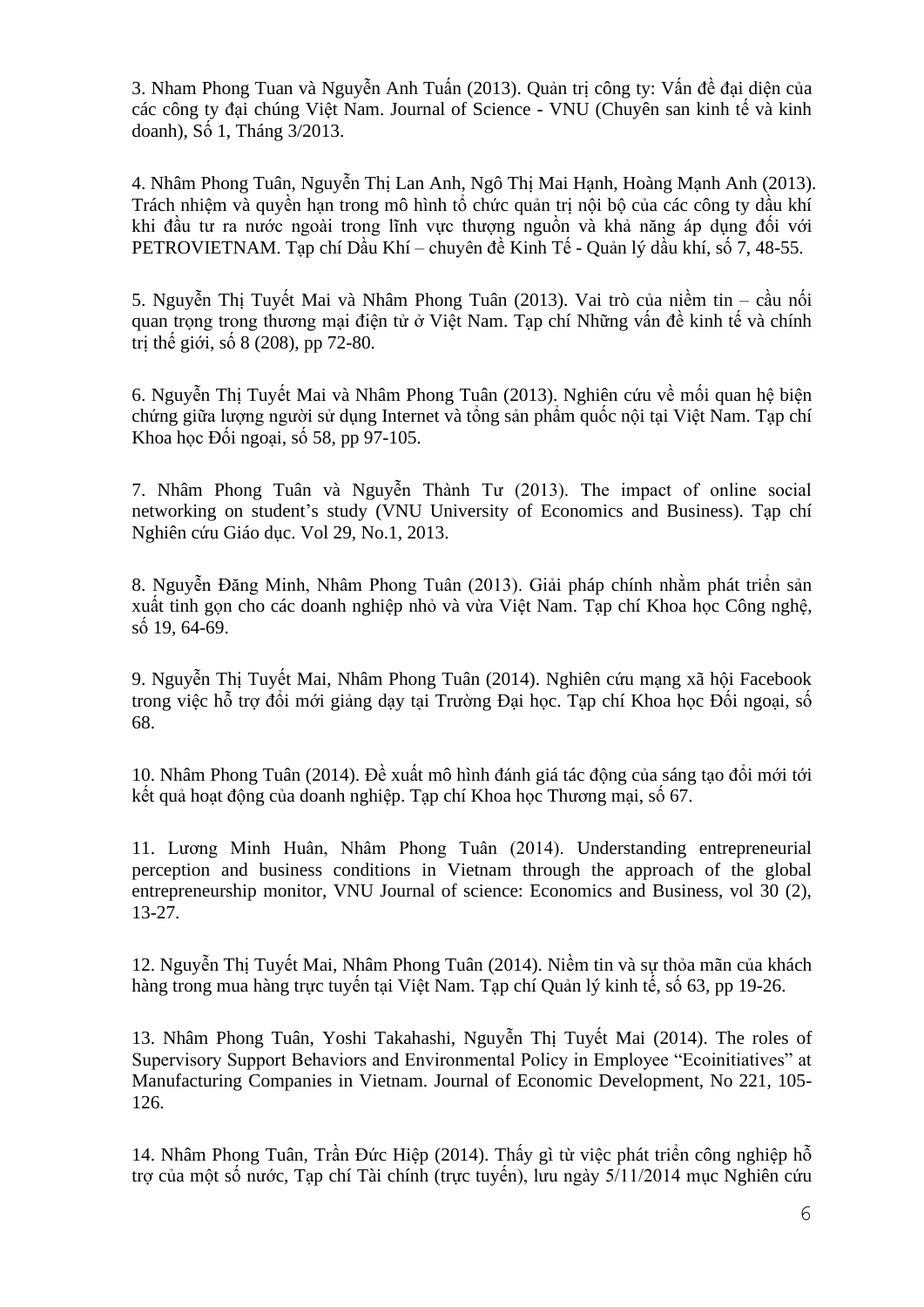3. Nham Phong Tuan và Nguyễn Anh Tuấn (2013). Quản trị công ty: Vấn đề đại diện của các công ty đại chúng Việt Nam. Journal of Science - VNU (Chuyên san kinh tế và kinh doanh), Số 1, Tháng 3/2013.

4. Nhâm Phong Tuân, Nguyễn Thị Lan Anh, Ngô Thị Mai Hạnh, Hoàng Mạnh Anh (2013). Trách nhiệm và quyền hạn trong mô hình tổ chức quản trị nội bộ của các công ty dầu khí khi đầu tư ra nước ngoài trong lĩnh vực thượng nguồn và khả năng áp dụng đối với PETROVIETNAM. Tạp chí Dầu Khí – chuyên đề Kinh Tế - Quản lý dầu khí, số 7, 48-55.

5. Nguyễn Thị Tuyết Mai và Nhâm Phong Tuân (2013). Vai trò của niềm tin – cầu nối quan trọng trong thương mại điện tử ở Việt Nam. Tạp chí Những vấn đề kinh tế và chính trị thế giới, số 8 (208), pp 72-80.

6. Nguyễn Thị Tuyết Mai và Nhâm Phong Tuân (2013). Nghiên cứu về mối quan hệ biện chứng giữa lượng người sử dụng Internet và tổng sản phẩm quốc nội tại Việt Nam. Tạp chí Khoa học Đối ngoại, số 58, pp 97-105.

7. Nhâm Phong Tuân và Nguyễn Thành Tư (2013). The impact of online social networking on student's study (VNU University of Economics and Business). Tạp chí Nghiên cứu Giáo dục. Vol 29, No.1, 2013.

8. Nguyễn Đăng Minh, Nhâm Phong Tuân (2013). Giải pháp chính nhằm phát triển sản xuất tinh gọn cho các doanh nghiệp nhỏ và vừa Việt Nam. Tạp chí Khoa học Công nghệ, số 19, 64-69.

9. Nguyễn Thị Tuyết Mai, Nhâm Phong Tuân (2014). Nghiên cứu mạng xã hội Facebook trong việc hỗ trợ đổi mới giảng dạy tại Trường Đại học. Tạp chí Khoa học Đối ngoại, số 68.

10. Nhâm Phong Tuân (2014). Đề xuất mô hình đánh giá tác động của sáng tạo đổi mới tới kết quả hoạt động của doanh nghiệp. Tạp chí Khoa học Thương mại, số 67.

11. Lương Minh Huân, Nhâm Phong Tuân (2014). Understanding entrepreneurial perception and business conditions in Vietnam through the approach of the global entrepreneurship monitor, VNU Journal of science: Economics and Business, vol 30 (2), 13-27.

12. Nguyễn Thị Tuyết Mai, Nhâm Phong Tuân (2014). Niềm tin và sự thỏa mãn của khách hàng trong mua hàng trực tuyến tại Việt Nam. Tạp chí Quản lý kinh tế, số 63, pp 19-26.

13. Nhâm Phong Tuân, Yoshi Takahashi, Nguyễn Thị Tuyết Mai (2014). The roles of Supervisory Support Behaviors and Environmental Policy in Employee "Ecoinitiatives" at Manufacturing Companies in Vietnam. Journal of Economic Development, No 221, 105-126.

14. Nhâm Phong Tuân, Trần Đức Hiệp (2014). Thấy gì từ việc phát triển công nghiệp hỗ trợ của một số nước, Tạp chí Tài chính (trực tuyến), lưu ngày 5/11/2014 mục Nghiên cứu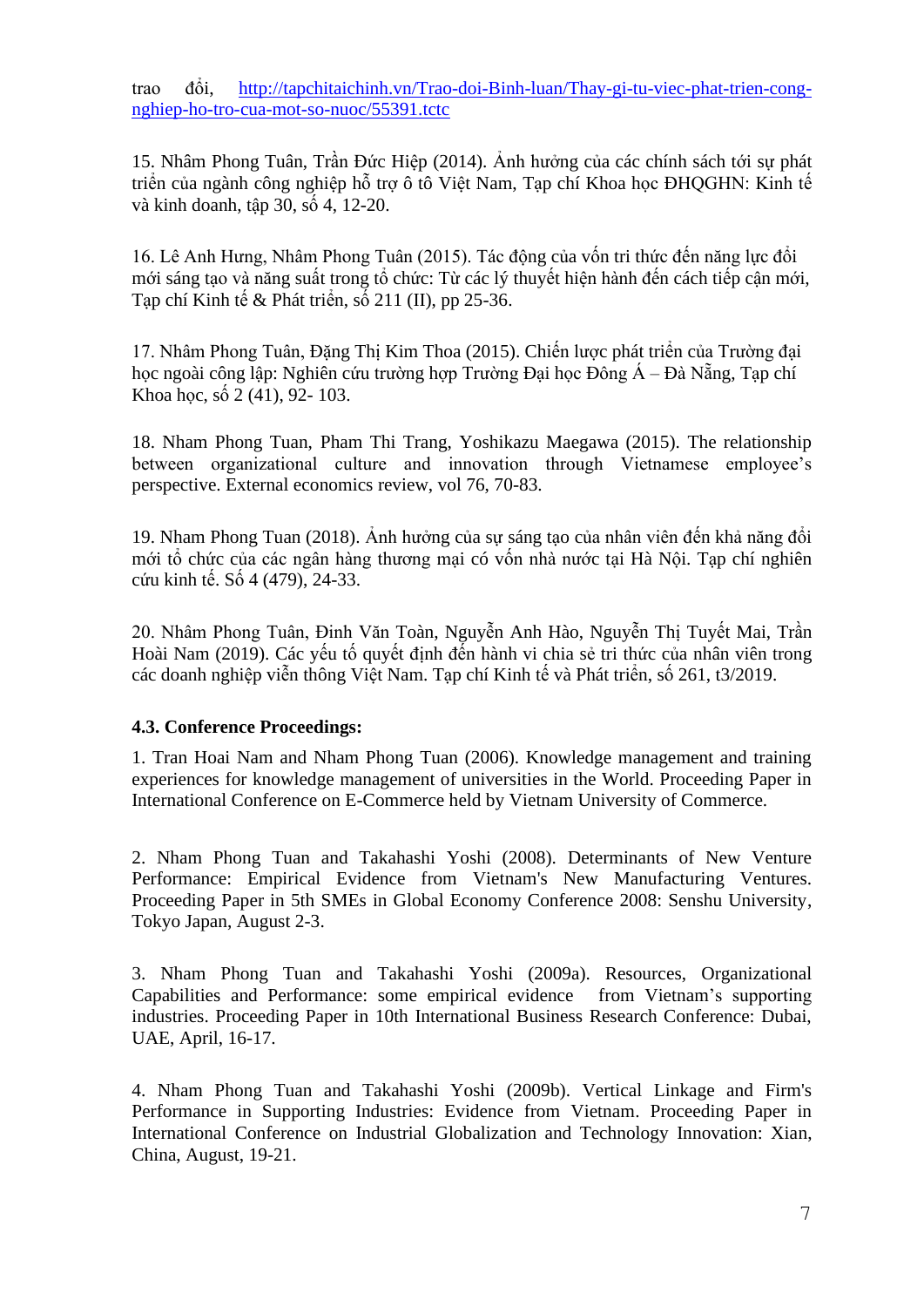trao đổi, http://tapchitaichinh.vn/Trao-doi-Binh-luan/Thay-gi-tu-viec-phat-trien-cong-nghiep-ho-tro-cua-mot-so-nuoc/55391.tctc

15. Nhâm Phong Tuân, Trần Đức Hiệp (2014). Ảnh hưởng của các chính sách tới sự phát triển của ngành công nghiệp hỗ trợ ô tô Việt Nam, Tạp chí Khoa học ĐHQGHN: Kinh tế và kinh doanh, tập 30, số 4, 12-20.

16. Lê Anh Hưng, Nhâm Phong Tuân (2015). Tác động của vốn tri thức đến năng lực đổi mới sáng tạo và năng suất trong tổ chức: Từ các lý thuyết hiện hành đến cách tiếp cận mới, Tạp chí Kinh tế & Phát triển, số 211 (II), pp 25-36.

17. Nhâm Phong Tuân, Đặng Thị Kim Thoa (2015). Chiến lược phát triển của Trường đại học ngoài công lập: Nghiên cứu trường hợp Trường Đại học Đông Á – Đà Nẵng, Tạp chí Khoa học, số 2 (41), 92- 103.

18. Nham Phong Tuan, Pham Thi Trang, Yoshikazu Maegawa (2015). The relationship between organizational culture and innovation through Vietnamese employee's perspective. External economics review, vol 76, 70-83.

19. Nham Phong Tuan (2018). Ảnh hưởng của sự sáng tạo của nhân viên đến khả năng đổi mới tổ chức của các ngân hàng thương mại có vốn nhà nước tại Hà Nội. Tạp chí nghiên cứu kinh tế. Số 4 (479), 24-33.

20. Nhâm Phong Tuân, Đinh Văn Toàn, Nguyễn Anh Hào, Nguyễn Thị Tuyết Mai, Trần Hoài Nam (2019). Các yếu tố quyết định đến hành vi chia sẻ tri thức của nhân viên trong các doanh nghiệp viễn thông Việt Nam. Tạp chí Kinh tế và Phát triển, số 261, t3/2019.

**4.3. Conference Proceedings:**

1. Tran Hoai Nam and Nham Phong Tuan (2006). Knowledge management and training experiences for knowledge management of universities in the World. Proceeding Paper in International Conference on E-Commerce held by Vietnam University of Commerce.

2. Nham Phong Tuan and Takahashi Yoshi (2008). Determinants of New Venture Performance: Empirical Evidence from Vietnam's New Manufacturing Ventures. Proceeding Paper in 5th SMEs in Global Economy Conference 2008: Senshu University, Tokyo Japan, August 2-3.

3. Nham Phong Tuan and Takahashi Yoshi (2009a). Resources, Organizational Capabilities and Performance: some empirical evidence from Vietnam's supporting industries. Proceeding Paper in 10th International Business Research Conference: Dubai, UAE, April, 16-17.

4. Nham Phong Tuan and Takahashi Yoshi (2009b). Vertical Linkage and Firm's Performance in Supporting Industries: Evidence from Vietnam. Proceeding Paper in International Conference on Industrial Globalization and Technology Innovation: Xian, China, August, 19-21.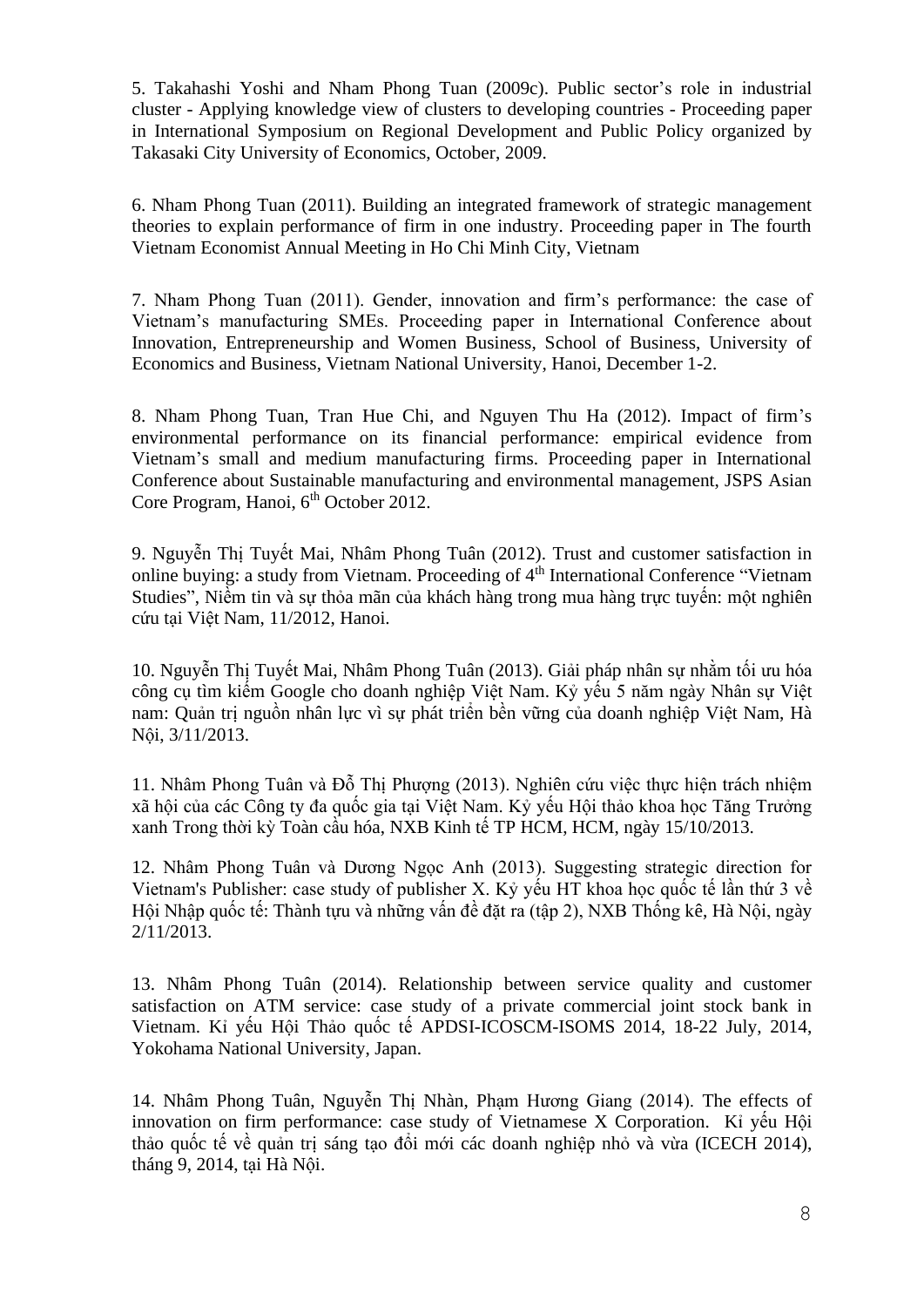5. Takahashi Yoshi and Nham Phong Tuan (2009c). Public sector's role in industrial cluster - Applying knowledge view of clusters to developing countries - Proceeding paper in International Symposium on Regional Development and Public Policy organized by Takasaki City University of Economics, October, 2009.

6. Nham Phong Tuan (2011). Building an integrated framework of strategic management theories to explain performance of firm in one industry. Proceeding paper in The fourth Vietnam Economist Annual Meeting in Ho Chi Minh City, Vietnam

7. Nham Phong Tuan (2011). Gender, innovation and firm's performance: the case of Vietnam's manufacturing SMEs. Proceeding paper in International Conference about Innovation, Entrepreneurship and Women Business, School of Business, University of Economics and Business, Vietnam National University, Hanoi, December 1-2.

8. Nham Phong Tuan, Tran Hue Chi, and Nguyen Thu Ha (2012). Impact of firm's environmental performance on its financial performance: empirical evidence from Vietnam's small and medium manufacturing firms. Proceeding paper in International Conference about Sustainable manufacturing and environmental management, JSPS Asian Core Program, Hanoi, 6th October 2012.

9. Nguyễn Thị Tuyết Mai, Nhâm Phong Tuân (2012). Trust and customer satisfaction in online buying: a study from Vietnam. Proceeding of 4th International Conference "Vietnam Studies", Niềm tin và sự thỏa mãn của khách hàng trong mua hàng trực tuyến: một nghiên cứu tại Việt Nam, 11/2012, Hanoi.

10. Nguyễn Thị Tuyết Mai, Nhâm Phong Tuân (2013). Giải pháp nhân sự nhằm tối ưu hóa công cụ tìm kiếm Google cho doanh nghiệp Việt Nam. Kỷ yếu 5 năm ngày Nhân sự Việt nam: Quản trị nguồn nhân lực vì sự phát triển bền vững của doanh nghiệp Việt Nam, Hà Nội, 3/11/2013.

11. Nhâm Phong Tuân và Đỗ Thị Phượng (2013). Nghiên cứu việc thực hiện trách nhiệm xã hội của các Công ty đa quốc gia tại Việt Nam. Kỷ yếu Hội thảo khoa học Tăng Trưởng xanh Trong thời kỳ Toàn cầu hóa, NXB Kinh tế TP HCM, HCM, ngày 15/10/2013.

12. Nhâm Phong Tuân và Dương Ngọc Anh (2013). Suggesting strategic direction for Vietnam's Publisher: case study of publisher X. Kỷ yếu HT khoa học quốc tế lần thứ 3 về Hội Nhập quốc tế: Thành tựu và những vấn đề đặt ra (tập 2), NXB Thống kê, Hà Nội, ngày 2/11/2013.

13. Nhâm Phong Tuân (2014). Relationship between service quality and customer satisfaction on ATM service: case study of a private commercial joint stock bank in Vietnam. Kỉ yếu Hội Thảo quốc tế APDSI-ICOSCM-ISOMS 2014, 18-22 July, 2014, Yokohama National University, Japan.

14. Nhâm Phong Tuân, Nguyễn Thị Nhàn, Phạm Hương Giang (2014). The effects of innovation on firm performance: case study of Vietnamese X Corporation. Kỉ yếu Hội thảo quốc tế về quản trị sáng tạo đổi mới các doanh nghiệp nhỏ và vừa (ICECH 2014), tháng 9, 2014, tại Hà Nội.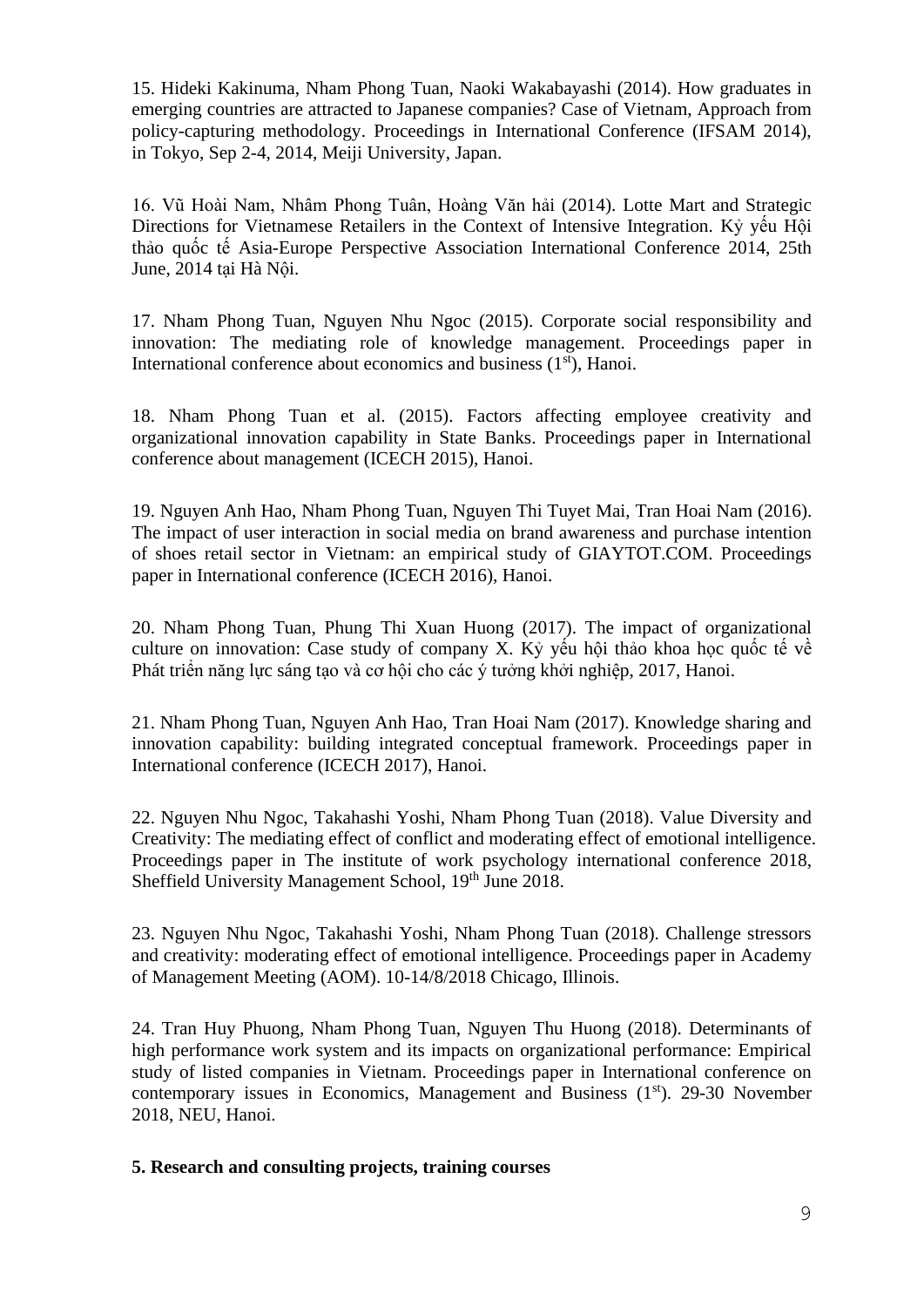15. Hideki Kakinuma, Nham Phong Tuan, Naoki Wakabayashi (2014). How graduates in emerging countries are attracted to Japanese companies? Case of Vietnam, Approach from policy-capturing methodology. Proceedings in International Conference (IFSAM 2014), in Tokyo, Sep 2-4, 2014, Meiji University, Japan.

16. Vũ Hoài Nam, Nhâm Phong Tuân, Hoàng Văn hải (2014). Lotte Mart and Strategic Directions for Vietnamese Retailers in the Context of Intensive Integration. Kỷ yếu Hội thảo quốc tế Asia-Europe Perspective Association International Conference 2014, 25th June, 2014 tại Hà Nội.

17. Nham Phong Tuan, Nguyen Nhu Ngoc (2015). Corporate social responsibility and innovation: The mediating role of knowledge management. Proceedings paper in International conference about economics and business (1st), Hanoi.

18. Nham Phong Tuan et al. (2015). Factors affecting employee creativity and organizational innovation capability in State Banks. Proceedings paper in International conference about management (ICECH 2015), Hanoi.

19. Nguyen Anh Hao, Nham Phong Tuan, Nguyen Thi Tuyet Mai, Tran Hoai Nam (2016). The impact of user interaction in social media on brand awareness and purchase intention of shoes retail sector in Vietnam: an empirical study of GIAYTOT.COM. Proceedings paper in International conference (ICECH 2016), Hanoi.

20. Nham Phong Tuan, Phung Thi Xuan Huong (2017). The impact of organizational culture on innovation: Case study of company X. Kỷ yếu hội thảo khoa học quốc tế về Phát triển năng lực sáng tạo và cơ hội cho các ý tưởng khởi nghiệp, 2017, Hanoi.

21. Nham Phong Tuan, Nguyen Anh Hao, Tran Hoai Nam (2017). Knowledge sharing and innovation capability: building integrated conceptual framework. Proceedings paper in International conference (ICECH 2017), Hanoi.

22. Nguyen Nhu Ngoc, Takahashi Yoshi, Nham Phong Tuan (2018). Value Diversity and Creativity: The mediating effect of conflict and moderating effect of emotional intelligence. Proceedings paper in The institute of work psychology international conference 2018, Sheffield University Management School, 19th June 2018.

23. Nguyen Nhu Ngoc, Takahashi Yoshi, Nham Phong Tuan (2018). Challenge stressors and creativity: moderating effect of emotional intelligence. Proceedings paper in Academy of Management Meeting (AOM). 10-14/8/2018 Chicago, Illinois.

24. Tran Huy Phuong, Nham Phong Tuan, Nguyen Thu Huong (2018). Determinants of high performance work system and its impacts on organizational performance: Empirical study of listed companies in Vietnam. Proceedings paper in International conference on contemporary issues in Economics, Management and Business (1st). 29-30 November 2018, NEU, Hanoi.

**5. Research and consulting projects, training courses**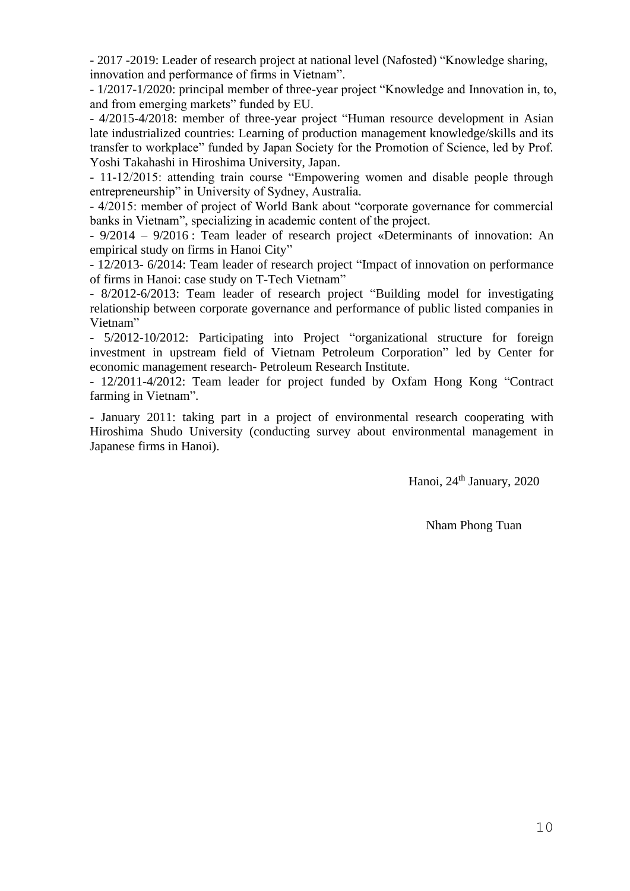- 2017 -2019: Leader of research project at national level (Nafosted) "Knowledge sharing, innovation and performance of firms in Vietnam".

- 1/2017-1/2020: principal member of three-year project "Knowledge and Innovation in, to, and from emerging markets" funded by EU.

- 4/2015-4/2018: member of three-year project "Human resource development in Asian late industrialized countries: Learning of production management knowledge/skills and its transfer to workplace" funded by Japan Society for the Promotion of Science, led by Prof. Yoshi Takahashi in Hiroshima University, Japan.

- 11-12/2015: attending train course "Empowering women and disable people through entrepreneurship" in University of Sydney, Australia.

- 4/2015: member of project of World Bank about "corporate governance for commercial banks in Vietnam", specializing in academic content of the project.

- 9/2014 – 9/2016 : Team leader of research project «Determinants of innovation: An empirical study on firms in Hanoi City"

- 12/2013- 6/2014: Team leader of research project "Impact of innovation on performance of firms in Hanoi: case study on T-Tech Vietnam"

- 8/2012-6/2013: Team leader of research project "Building model for investigating relationship between corporate governance and performance of public listed companies in Vietnam"

- 5/2012-10/2012: Participating into Project "organizational structure for foreign investment in upstream field of Vietnam Petroleum Corporation" led by Center for economic management research- Petroleum Research Institute.

- 12/2011-4/2012: Team leader for project funded by Oxfam Hong Kong "Contract farming in Vietnam".

- January 2011: taking part in a project of environmental research cooperating with Hiroshima Shudo University (conducting survey about environmental management in Japanese firms in Hanoi).

Hanoi, 24th January, 2020

Nham Phong Tuan